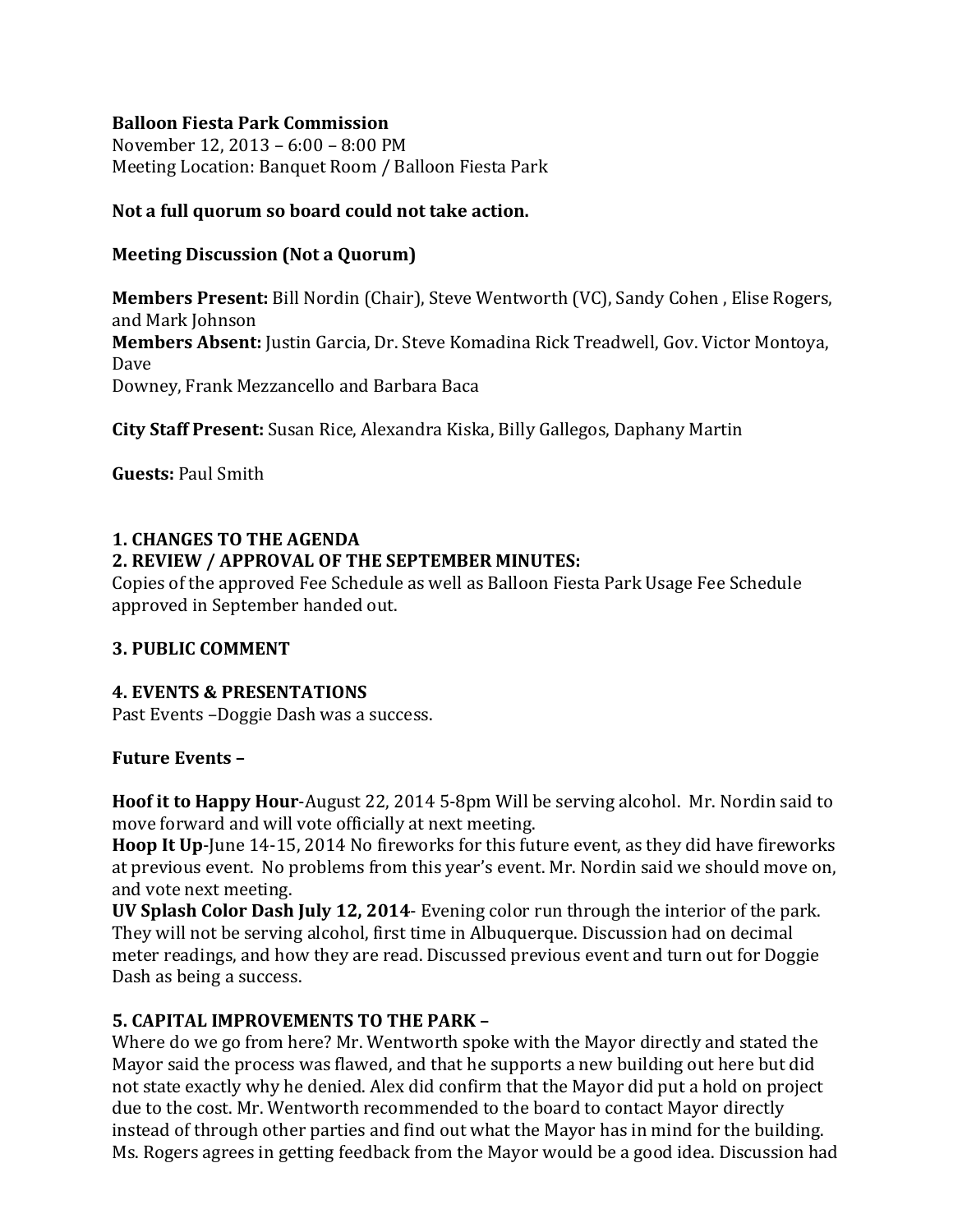**Balloon Fiesta Park Commission**
November 12, 2013 – 6:00 – 8:00 PM
Meeting Location: Banquet Room / Balloon Fiesta Park

**Not a full quorum so board could not take action.**

**Meeting Discussion (Not a Quorum)**

**Members Present:** Bill Nordin (Chair), Steve Wentworth (VC), Sandy Cohen , Elise Rogers, and Mark Johnson
**Members Absent:** Justin Garcia, Dr. Steve Komadina Rick Treadwell, Gov. Victor Montoya, Dave
Downey, Frank Mezzancello and Barbara Baca

**City Staff Present:** Susan Rice, Alexandra Kiska, Billy Gallegos, Daphany Martin

**Guests:** Paul Smith

**1. CHANGES TO THE AGENDA**

**2. REVIEW / APPROVAL OF THE SEPTEMBER MINUTES:**
Copies of the approved Fee Schedule as well as Balloon Fiesta Park Usage Fee Schedule approved in September handed out.

**3. PUBLIC COMMENT**

**4. EVENTS & PRESENTATIONS**
Past Events –Doggie Dash was a success.

**Future Events –**

**Hoof it to Happy Hour**-August 22, 2014 5-8pm Will be serving alcohol. Mr. Nordin said to move forward and will vote officially at next meeting.
**Hoop It Up**-June 14-15, 2014 No fireworks for this future event, as they did have fireworks at previous event. No problems from this year's event. Mr. Nordin said we should move on, and vote next meeting.
**UV Splash Color Dash July 12, 2014**- Evening color run through the interior of the park. They will not be serving alcohol, first time in Albuquerque. Discussion had on decimal meter readings, and how they are read. Discussed previous event and turn out for Doggie Dash as being a success.

**5. CAPITAL IMPROVEMENTS TO THE PARK –**
Where do we go from here? Mr. Wentworth spoke with the Mayor directly and stated the Mayor said the process was flawed, and that he supports a new building out here but did not state exactly why he denied. Alex did confirm that the Mayor did put a hold on project due to the cost. Mr. Wentworth recommended to the board to contact Mayor directly instead of through other parties and find out what the Mayor has in mind for the building. Ms. Rogers agrees in getting feedback from the Mayor would be a good idea. Discussion had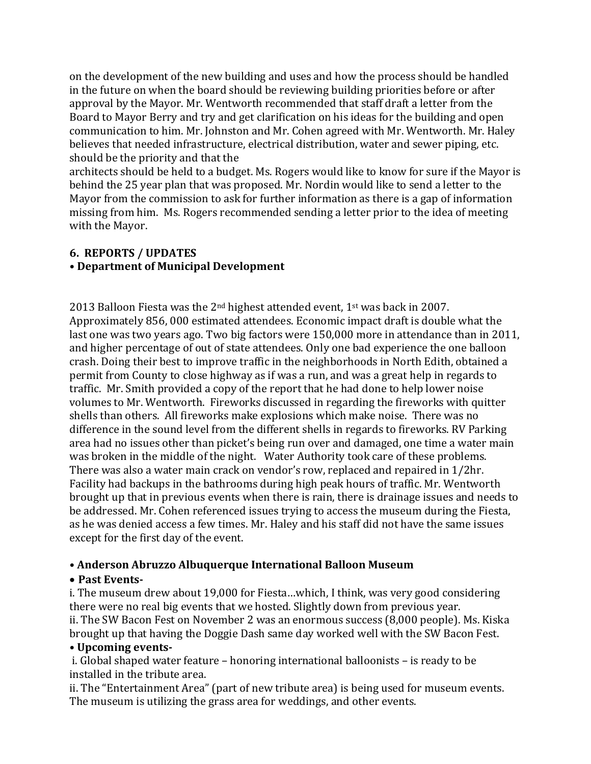on the development of the new building and uses and how the process should be handled in the future on when the board should be reviewing building priorities before or after approval by the Mayor. Mr. Wentworth recommended that staff draft a letter from the Board to Mayor Berry and try and get clarification on his ideas for the building and open communication to him. Mr. Johnston and Mr. Cohen agreed with Mr. Wentworth. Mr. Haley believes that needed infrastructure, electrical distribution, water and sewer piping, etc. should be the priority and that the architects should be held to a budget. Ms. Rogers would like to know for sure if the Mayor is behind the 25 year plan that was proposed. Mr. Nordin would like to send a letter to the Mayor from the commission to ask for further information as there is a gap of information missing from him. Ms. Rogers recommended sending a letter prior to the idea of meeting with the Mayor.

### 6. REPORTS / UPDATES

**• Department of Municipal Development**

2013 Balloon Fiesta was the 2nd highest attended event, 1st was back in 2007. Approximately 856, 000 estimated attendees. Economic impact draft is double what the last one was two years ago. Two big factors were 150,000 more in attendance than in 2011, and higher percentage of out of state attendees. Only one bad experience the one balloon crash. Doing their best to improve traffic in the neighborhoods in North Edith, obtained a permit from County to close highway as if was a run, and was a great help in regards to traffic. Mr. Smith provided a copy of the report that he had done to help lower noise volumes to Mr. Wentworth. Fireworks discussed in regarding the fireworks with quitter shells than others. All fireworks make explosions which make noise. There was no difference in the sound level from the different shells in regards to fireworks. RV Parking area had no issues other than picket's being run over and damaged, one time a water main was broken in the middle of the night. Water Authority took care of these problems. There was also a water main crack on vendor's row, replaced and repaired in 1/2hr. Facility had backups in the bathrooms during high peak hours of traffic. Mr. Wentworth brought up that in previous events when there is rain, there is drainage issues and needs to be addressed. Mr. Cohen referenced issues trying to access the museum during the Fiesta, as he was denied access a few times. Mr. Haley and his staff did not have the same issues except for the first day of the event.

**• Anderson Abruzzo Albuquerque International Balloon Museum**

**• Past Events-**

i. The museum drew about 19,000 for Fiesta…which, I think, was very good considering there were no real big events that we hosted. Slightly down from previous year.

ii. The SW Bacon Fest on November 2 was an enormous success (8,000 people). Ms. Kiska brought up that having the Doggie Dash same day worked well with the SW Bacon Fest.

**• Upcoming events-**

i. Global shaped water feature – honoring international balloonists – is ready to be installed in the tribute area.

ii. The "Entertainment Area" (part of new tribute area) is being used for museum events. The museum is utilizing the grass area for weddings, and other events.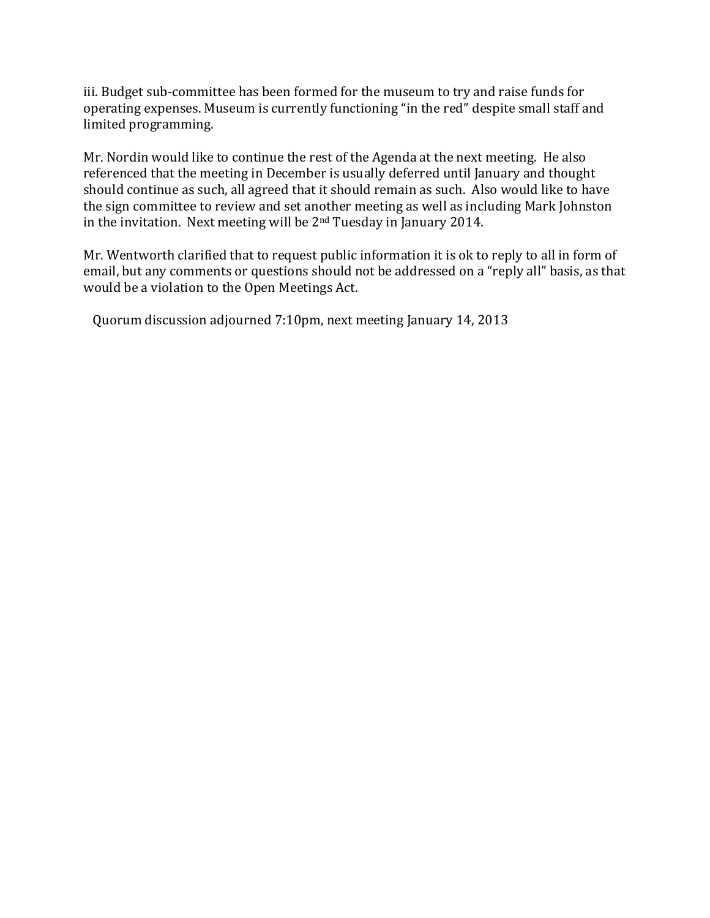iii. Budget sub-committee has been formed for the museum to try and raise funds for operating expenses. Museum is currently functioning “in the red” despite small staff and limited programming.

Mr. Nordin would like to continue the rest of the Agenda at the next meeting. He also referenced that the meeting in December is usually deferred until January and thought should continue as such, all agreed that it should remain as such. Also would like to have the sign committee to review and set another meeting as well as including Mark Johnston in the invitation. Next meeting will be 2nd Tuesday in January 2014.

Mr. Wentworth clarified that to request public information it is ok to reply to all in form of email, but any comments or questions should not be addressed on a “reply all” basis, as that would be a violation to the Open Meetings Act.

Quorum discussion adjourned 7:10pm, next meeting January 14, 2013